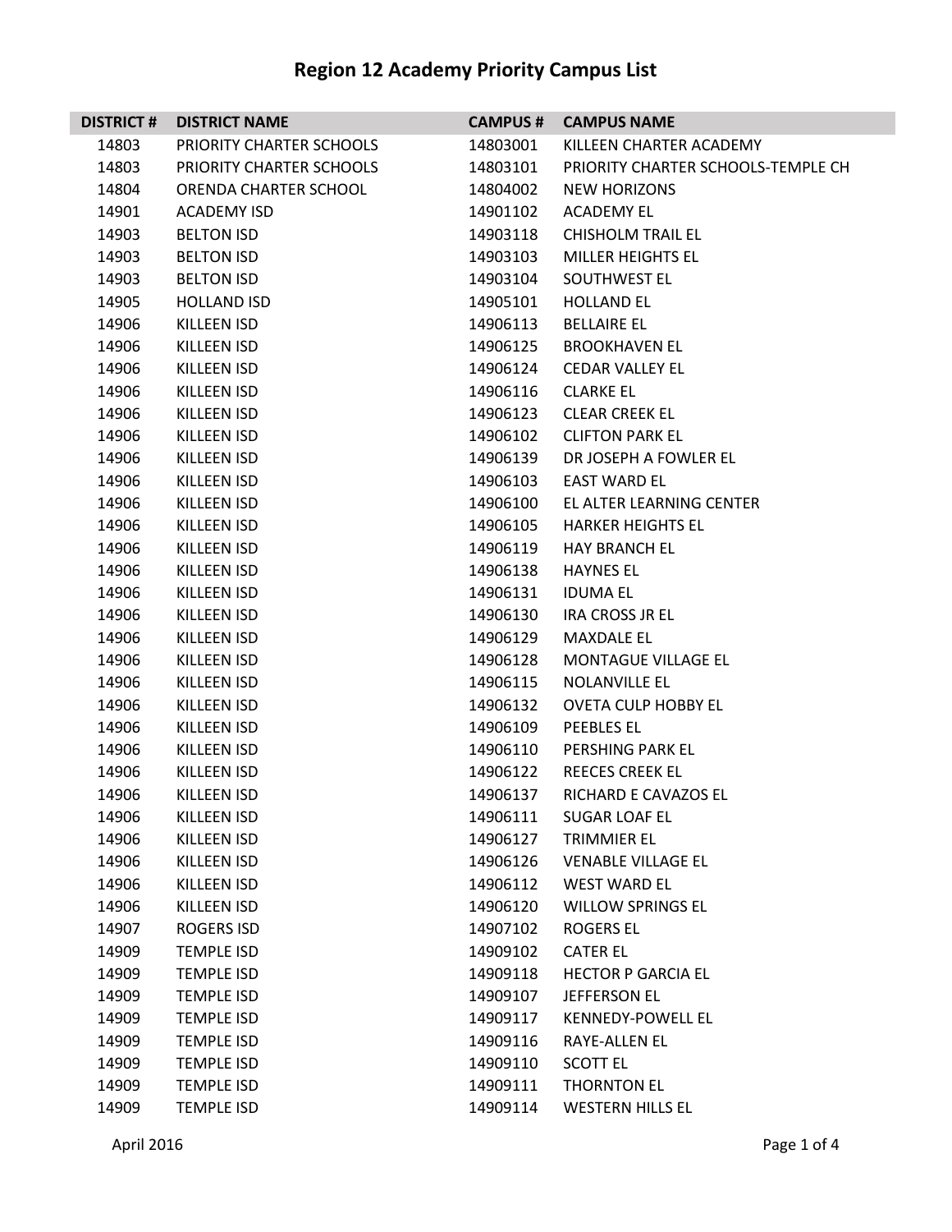# Region 12 Academy Priority Campus List

| DISTRICT # | DISTRICT NAME | CAMPUS # | CAMPUS NAME |
|---|---|---|---|
| 14803 | PRIORITY CHARTER SCHOOLS | 14803001 | KILLEEN CHARTER ACADEMY |
| 14803 | PRIORITY CHARTER SCHOOLS | 14803101 | PRIORITY CHARTER SCHOOLS-TEMPLE CH |
| 14804 | ORENDA CHARTER SCHOOL | 14804002 | NEW HORIZONS |
| 14901 | ACADEMY ISD | 14901102 | ACADEMY EL |
| 14903 | BELTON ISD | 14903118 | CHISHOLM TRAIL EL |
| 14903 | BELTON ISD | 14903103 | MILLER HEIGHTS EL |
| 14903 | BELTON ISD | 14903104 | SOUTHWEST EL |
| 14905 | HOLLAND ISD | 14905101 | HOLLAND EL |
| 14906 | KILLEEN ISD | 14906113 | BELLAIRE EL |
| 14906 | KILLEEN ISD | 14906125 | BROOKHAVEN EL |
| 14906 | KILLEEN ISD | 14906124 | CEDAR VALLEY EL |
| 14906 | KILLEEN ISD | 14906116 | CLARKE EL |
| 14906 | KILLEEN ISD | 14906123 | CLEAR CREEK EL |
| 14906 | KILLEEN ISD | 14906102 | CLIFTON PARK EL |
| 14906 | KILLEEN ISD | 14906139 | DR JOSEPH A FOWLER EL |
| 14906 | KILLEEN ISD | 14906103 | EAST WARD EL |
| 14906 | KILLEEN ISD | 14906100 | EL ALTER LEARNING CENTER |
| 14906 | KILLEEN ISD | 14906105 | HARKER HEIGHTS EL |
| 14906 | KILLEEN ISD | 14906119 | HAY BRANCH EL |
| 14906 | KILLEEN ISD | 14906138 | HAYNES EL |
| 14906 | KILLEEN ISD | 14906131 | IDUMA EL |
| 14906 | KILLEEN ISD | 14906130 | IRA CROSS JR EL |
| 14906 | KILLEEN ISD | 14906129 | MAXDALE EL |
| 14906 | KILLEEN ISD | 14906128 | MONTAGUE VILLAGE EL |
| 14906 | KILLEEN ISD | 14906115 | NOLANVILLE EL |
| 14906 | KILLEEN ISD | 14906132 | OVETA CULP HOBBY EL |
| 14906 | KILLEEN ISD | 14906109 | PEEBLES EL |
| 14906 | KILLEEN ISD | 14906110 | PERSHING PARK EL |
| 14906 | KILLEEN ISD | 14906122 | REECES CREEK EL |
| 14906 | KILLEEN ISD | 14906137 | RICHARD E CAVAZOS EL |
| 14906 | KILLEEN ISD | 14906111 | SUGAR LOAF EL |
| 14906 | KILLEEN ISD | 14906127 | TRIMMIER EL |
| 14906 | KILLEEN ISD | 14906126 | VENABLE VILLAGE EL |
| 14906 | KILLEEN ISD | 14906112 | WEST WARD EL |
| 14906 | KILLEEN ISD | 14906120 | WILLOW SPRINGS EL |
| 14907 | ROGERS ISD | 14907102 | ROGERS EL |
| 14909 | TEMPLE ISD | 14909102 | CATER EL |
| 14909 | TEMPLE ISD | 14909118 | HECTOR P GARCIA EL |
| 14909 | TEMPLE ISD | 14909107 | JEFFERSON EL |
| 14909 | TEMPLE ISD | 14909117 | KENNEDY-POWELL EL |
| 14909 | TEMPLE ISD | 14909116 | RAYE-ALLEN EL |
| 14909 | TEMPLE ISD | 14909110 | SCOTT EL |
| 14909 | TEMPLE ISD | 14909111 | THORNTON EL |
| 14909 | TEMPLE ISD | 14909114 | WESTERN HILLS EL |

April 2016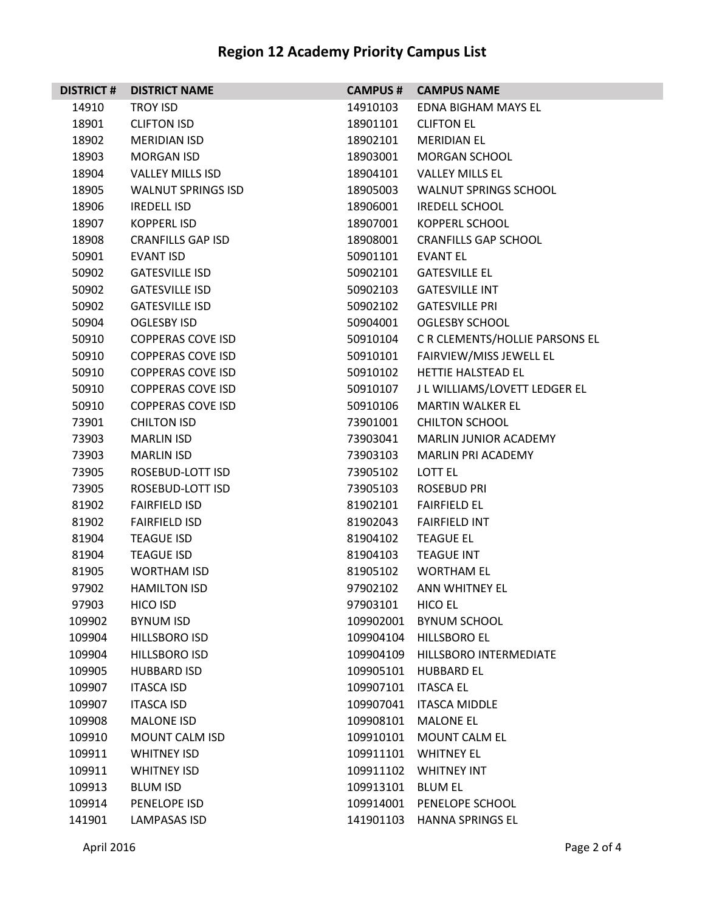# Region 12 Academy Priority Campus List

| DISTRICT # | DISTRICT NAME | CAMPUS # | CAMPUS NAME |
|---|---|---|---|
| 14910 | TROY ISD | 14910103 | EDNA BIGHAM MAYS EL |
| 18901 | CLIFTON ISD | 18901101 | CLIFTON EL |
| 18902 | MERIDIAN ISD | 18902101 | MERIDIAN EL |
| 18903 | MORGAN ISD | 18903001 | MORGAN SCHOOL |
| 18904 | VALLEY MILLS ISD | 18904101 | VALLEY MILLS EL |
| 18905 | WALNUT SPRINGS ISD | 18905003 | WALNUT SPRINGS SCHOOL |
| 18906 | IREDELL ISD | 18906001 | IREDELL SCHOOL |
| 18907 | KOPPERL ISD | 18907001 | KOPPERL SCHOOL |
| 18908 | CRANFILLS GAP ISD | 18908001 | CRANFILLS GAP SCHOOL |
| 50901 | EVANT ISD | 50901101 | EVANT EL |
| 50902 | GATESVILLE ISD | 50902101 | GATESVILLE EL |
| 50902 | GATESVILLE ISD | 50902103 | GATESVILLE INT |
| 50902 | GATESVILLE ISD | 50902102 | GATESVILLE PRI |
| 50904 | OGLESBY ISD | 50904001 | OGLESBY SCHOOL |
| 50910 | COPPERAS COVE ISD | 50910104 | C R CLEMENTS/HOLLIE PARSONS EL |
| 50910 | COPPERAS COVE ISD | 50910101 | FAIRVIEW/MISS JEWELL EL |
| 50910 | COPPERAS COVE ISD | 50910102 | HETTIE HALSTEAD EL |
| 50910 | COPPERAS COVE ISD | 50910107 | J L WILLIAMS/LOVETT LEDGER EL |
| 50910 | COPPERAS COVE ISD | 50910106 | MARTIN WALKER EL |
| 73901 | CHILTON ISD | 73901001 | CHILTON SCHOOL |
| 73903 | MARLIN ISD | 73903041 | MARLIN JUNIOR ACADEMY |
| 73903 | MARLIN ISD | 73903103 | MARLIN PRI ACADEMY |
| 73905 | ROSEBUD-LOTT ISD | 73905102 | LOTT EL |
| 73905 | ROSEBUD-LOTT ISD | 73905103 | ROSEBUD PRI |
| 81902 | FAIRFIELD ISD | 81902101 | FAIRFIELD EL |
| 81902 | FAIRFIELD ISD | 81902043 | FAIRFIELD INT |
| 81904 | TEAGUE ISD | 81904102 | TEAGUE EL |
| 81904 | TEAGUE ISD | 81904103 | TEAGUE INT |
| 81905 | WORTHAM ISD | 81905102 | WORTHAM EL |
| 97902 | HAMILTON ISD | 97902102 | ANN WHITNEY EL |
| 97903 | HICO ISD | 97903101 | HICO EL |
| 109902 | BYNUM ISD | 109902001 | BYNUM SCHOOL |
| 109904 | HILLSBORO ISD | 109904104 | HILLSBORO EL |
| 109904 | HILLSBORO ISD | 109904109 | HILLSBORO INTERMEDIATE |
| 109905 | HUBBARD ISD | 109905101 | HUBBARD EL |
| 109907 | ITASCA ISD | 109907101 | ITASCA EL |
| 109907 | ITASCA ISD | 109907041 | ITASCA MIDDLE |
| 109908 | MALONE ISD | 109908101 | MALONE EL |
| 109910 | MOUNT CALM ISD | 109910101 | MOUNT CALM EL |
| 109911 | WHITNEY ISD | 109911101 | WHITNEY EL |
| 109911 | WHITNEY ISD | 109911102 | WHITNEY INT |
| 109913 | BLUM ISD | 109913101 | BLUM EL |
| 109914 | PENELOPE ISD | 109914001 | PENELOPE SCHOOL |
| 141901 | LAMPASAS ISD | 141901103 | HANNA SPRINGS EL |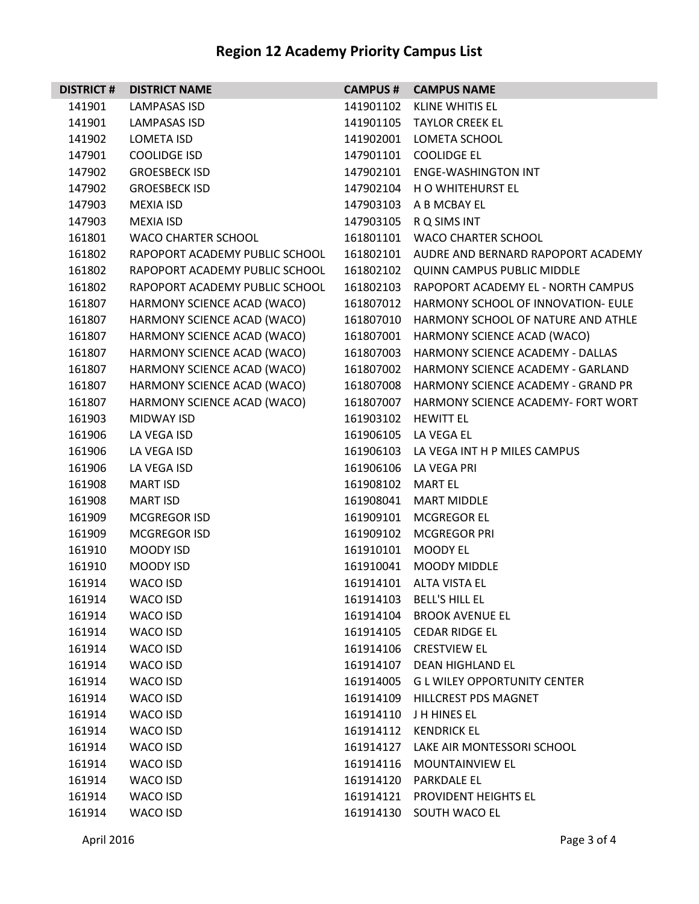# Region 12 Academy Priority Campus List

| DISTRICT # | DISTRICT NAME | CAMPUS # | CAMPUS NAME |
|---|---|---|---|
| 141901 | LAMPASAS ISD | 141901102 | KLINE WHITIS EL |
| 141901 | LAMPASAS ISD | 141901105 | TAYLOR CREEK EL |
| 141902 | LOMETA ISD | 141902001 | LOMETA SCHOOL |
| 147901 | COOLIDGE ISD | 147901101 | COOLIDGE EL |
| 147902 | GROESBECK ISD | 147902101 | ENGE-WASHINGTON INT |
| 147902 | GROESBECK ISD | 147902104 | H O WHITEHURST EL |
| 147903 | MEXIA ISD | 147903103 | A B MCBAY EL |
| 147903 | MEXIA ISD | 147903105 | R Q SIMS INT |
| 161801 | WACO CHARTER SCHOOL | 161801101 | WACO CHARTER SCHOOL |
| 161802 | RAPOPORT ACADEMY PUBLIC SCHOOL | 161802101 | AUDRE AND BERNARD RAPOPORT ACADEMY |
| 161802 | RAPOPORT ACADEMY PUBLIC SCHOOL | 161802102 | QUINN CAMPUS PUBLIC MIDDLE |
| 161802 | RAPOPORT ACADEMY PUBLIC SCHOOL | 161802103 | RAPOPORT ACADEMY EL - NORTH CAMPUS |
| 161807 | HARMONY SCIENCE ACAD (WACO) | 161807012 | HARMONY SCHOOL OF INNOVATION- EULE |
| 161807 | HARMONY SCIENCE ACAD (WACO) | 161807010 | HARMONY SCHOOL OF NATURE AND ATHLE |
| 161807 | HARMONY SCIENCE ACAD (WACO) | 161807001 | HARMONY SCIENCE ACAD (WACO) |
| 161807 | HARMONY SCIENCE ACAD (WACO) | 161807003 | HARMONY SCIENCE ACADEMY - DALLAS |
| 161807 | HARMONY SCIENCE ACAD (WACO) | 161807002 | HARMONY SCIENCE ACADEMY - GARLAND |
| 161807 | HARMONY SCIENCE ACAD (WACO) | 161807008 | HARMONY SCIENCE ACADEMY - GRAND PR |
| 161807 | HARMONY SCIENCE ACAD (WACO) | 161807007 | HARMONY SCIENCE ACADEMY- FORT WORT |
| 161903 | MIDWAY ISD | 161903102 | HEWITT EL |
| 161906 | LA VEGA ISD | 161906105 | LA VEGA EL |
| 161906 | LA VEGA ISD | 161906103 | LA VEGA INT H P MILES CAMPUS |
| 161906 | LA VEGA ISD | 161906106 | LA VEGA PRI |
| 161908 | MART ISD | 161908102 | MART EL |
| 161908 | MART ISD | 161908041 | MART MIDDLE |
| 161909 | MCGREGOR ISD | 161909101 | MCGREGOR EL |
| 161909 | MCGREGOR ISD | 161909102 | MCGREGOR PRI |
| 161910 | MOODY ISD | 161910101 | MOODY EL |
| 161910 | MOODY ISD | 161910041 | MOODY MIDDLE |
| 161914 | WACO ISD | 161914101 | ALTA VISTA EL |
| 161914 | WACO ISD | 161914103 | BELL'S HILL EL |
| 161914 | WACO ISD | 161914104 | BROOK AVENUE EL |
| 161914 | WACO ISD | 161914105 | CEDAR RIDGE EL |
| 161914 | WACO ISD | 161914106 | CRESTVIEW EL |
| 161914 | WACO ISD | 161914107 | DEAN HIGHLAND EL |
| 161914 | WACO ISD | 161914005 | G L WILEY OPPORTUNITY CENTER |
| 161914 | WACO ISD | 161914109 | HILLCREST PDS MAGNET |
| 161914 | WACO ISD | 161914110 | J H HINES EL |
| 161914 | WACO ISD | 161914112 | KENDRICK EL |
| 161914 | WACO ISD | 161914127 | LAKE AIR MONTESSORI SCHOOL |
| 161914 | WACO ISD | 161914116 | MOUNTAINVIEW EL |
| 161914 | WACO ISD | 161914120 | PARKDALE EL |
| 161914 | WACO ISD | 161914121 | PROVIDENT HEIGHTS EL |
| 161914 | WACO ISD | 161914130 | SOUTH WACO EL |

April 2016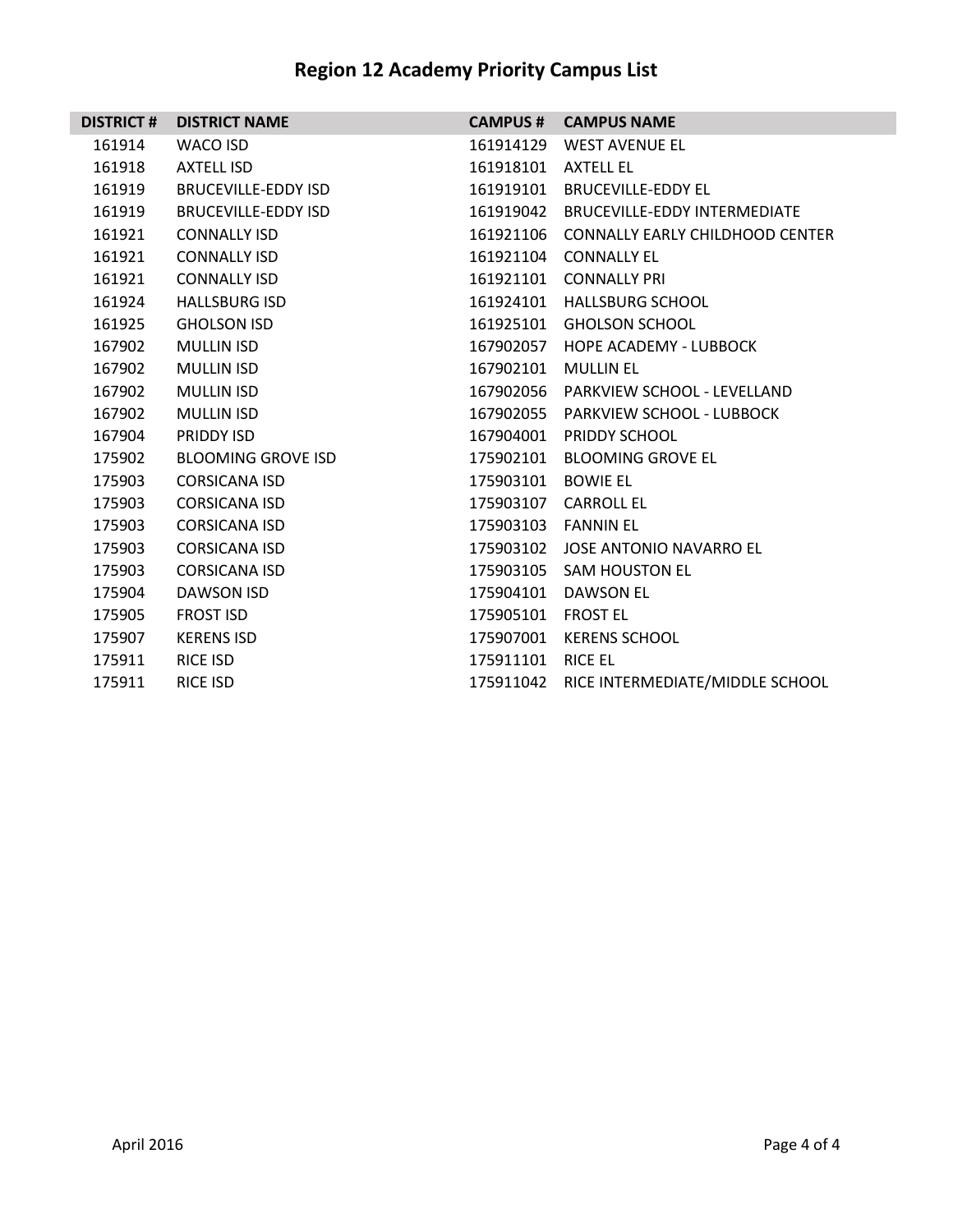# Region 12 Academy Priority Campus List

| DISTRICT # | DISTRICT NAME | CAMPUS # | CAMPUS NAME |
|---|---|---|---|
| 161914 | WACO ISD | 161914129 | WEST AVENUE EL |
| 161918 | AXTELL ISD | 161918101 | AXTELL EL |
| 161919 | BRUCEVILLE-EDDY ISD | 161919101 | BRUCEVILLE-EDDY EL |
| 161919 | BRUCEVILLE-EDDY ISD | 161919042 | BRUCEVILLE-EDDY INTERMEDIATE |
| 161921 | CONNALLY ISD | 161921106 | CONNALLY EARLY CHILDHOOD CENTER |
| 161921 | CONNALLY ISD | 161921104 | CONNALLY EL |
| 161921 | CONNALLY ISD | 161921101 | CONNALLY PRI |
| 161924 | HALLSBURG ISD | 161924101 | HALLSBURG SCHOOL |
| 161925 | GHOLSON ISD | 161925101 | GHOLSON SCHOOL |
| 167902 | MULLIN ISD | 167902057 | HOPE ACADEMY - LUBBOCK |
| 167902 | MULLIN ISD | 167902101 | MULLIN EL |
| 167902 | MULLIN ISD | 167902056 | PARKVIEW SCHOOL - LEVELLAND |
| 167902 | MULLIN ISD | 167902055 | PARKVIEW SCHOOL - LUBBOCK |
| 167904 | PRIDDY ISD | 167904001 | PRIDDY SCHOOL |
| 175902 | BLOOMING GROVE ISD | 175902101 | BLOOMING GROVE EL |
| 175903 | CORSICANA ISD | 175903101 | BOWIE EL |
| 175903 | CORSICANA ISD | 175903107 | CARROLL EL |
| 175903 | CORSICANA ISD | 175903103 | FANNIN EL |
| 175903 | CORSICANA ISD | 175903102 | JOSE ANTONIO NAVARRO EL |
| 175903 | CORSICANA ISD | 175903105 | SAM HOUSTON EL |
| 175904 | DAWSON ISD | 175904101 | DAWSON EL |
| 175905 | FROST ISD | 175905101 | FROST EL |
| 175907 | KERENS ISD | 175907001 | KERENS SCHOOL |
| 175911 | RICE ISD | 175911101 | RICE EL |
| 175911 | RICE ISD | 175911042 | RICE INTERMEDIATE/MIDDLE SCHOOL |

April 2016